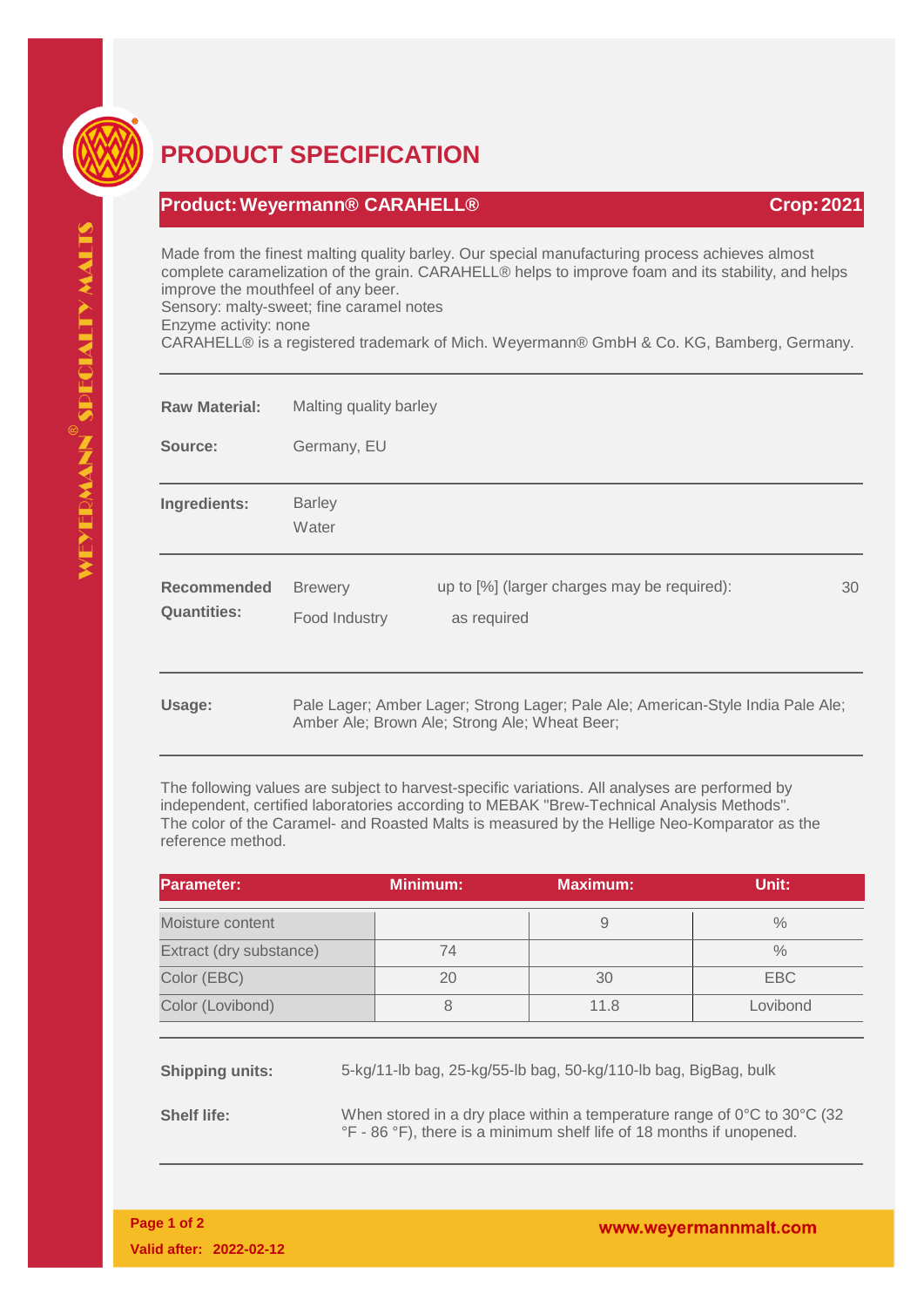# PRODUCT SPECIFICATION

## Product: Weyermann® CARAHELL® — Crop: 2021

Made from the finest malting quality barley. Our special manufacturing process achieves almost complete caramelization of the grain. CARAHELL® helps to improve foam and its stability, and helps improve the mouthfeel of any beer.
Sensory: malty-sweet; fine caramel notes
Enzyme activity: none
CARAHELL® is a registered trademark of Mich. Weyermann® GmbH & Co. KG, Bamberg, Germany.

---

**Raw Material:** Malting quality barley

**Source:** Germany, EU

---

**Ingredients:** Barley
Water

---

**Recommended Quantities:**

| | | |
|---|---|---|
| Brewery | up to [%] (larger charges may be required): | 30 |
| Food Industry | as required | |

---

**Usage:** Pale Lager; Amber Lager; Strong Lager; Pale Ale; American-Style India Pale Ale; Amber Ale; Brown Ale; Strong Ale; Wheat Beer;

---

The following values are subject to harvest-specific variations. All analyses are performed by independent, certified laboratories according to MEBAK "Brew-Technical Analysis Methods". The color of the Caramel- and Roasted Malts is measured by the Hellige Neo-Komparator as the reference method.

| Parameter: | Minimum: | Maximum: | Unit: |
|---|---|---|---|
| Moisture content | | 9 | % |
| Extract (dry substance) | 74 | | % |
| Color (EBC) | 20 | 30 | EBC |
| Color (Lovibond) | 8 | 11.8 | Lovibond |

---

**Shipping units:** 5-kg/11-lb bag, 25-kg/55-lb bag, 50-kg/110-lb bag, BigBag, bulk

**Shelf life:** When stored in a dry place within a temperature range of 0°C to 30°C (32 °F - 86 °F), there is a minimum shelf life of 18 months if unopened.

Valid after: 2022-02-12

www.weyermannmalt.com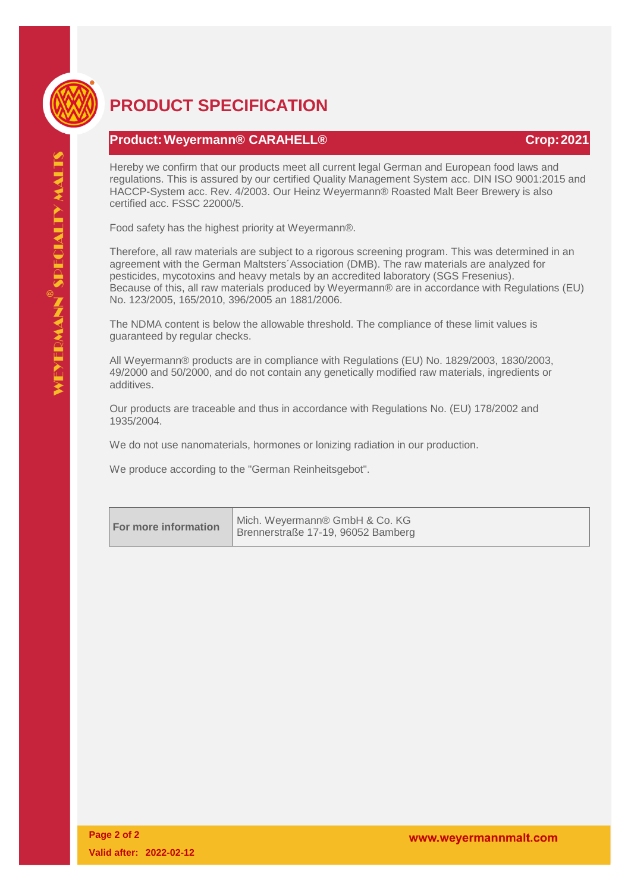# PRODUCT SPECIFICATION

**Product: Weyermann® CARAHELL®** **Crop: 2021**

Hereby we confirm that our products meet all current legal German and European food laws and regulations. This is assured by our certified Quality Management System acc. DIN ISO 9001:2015 and HACCP-System acc. Rev. 4/2003. Our Heinz Weyermann® Roasted Malt Beer Brewery is also certified acc. FSSC 22000/5.

Food safety has the highest priority at Weyermann®.

Therefore, all raw materials are subject to a rigorous screening program. This was determined in an agreement with the German Maltsters´Association (DMB). The raw materials are analyzed for pesticides, mycotoxins and heavy metals by an accredited laboratory (SGS Fresenius). Because of this, all raw materials produced by Weyermann® are in accordance with Regulations (EU) No. 123/2005, 165/2010, 396/2005 an 1881/2006.

The NDMA content is below the allowable threshold. The compliance of these limit values is guaranteed by regular checks.

All Weyermann® products are in compliance with Regulations (EU) No. 1829/2003, 1830/2003, 49/2000 and 50/2000, and do not contain any genetically modified raw materials, ingredients or additives.

Our products are traceable and thus in accordance with Regulations No. (EU) 178/2002 and 1935/2004.

We do not use nanomaterials, hormones or Ionizing radiation in our production.

We produce according to the "German Reinheitsgebot".

| | |
|---|---|
| **For more information** | Mich. Weyermann® GmbH & Co. KG<br>Brennerstraße 17-19, 96052 Bamberg |

**Valid after: 2022-02-12**

www.weyermannmalt.com